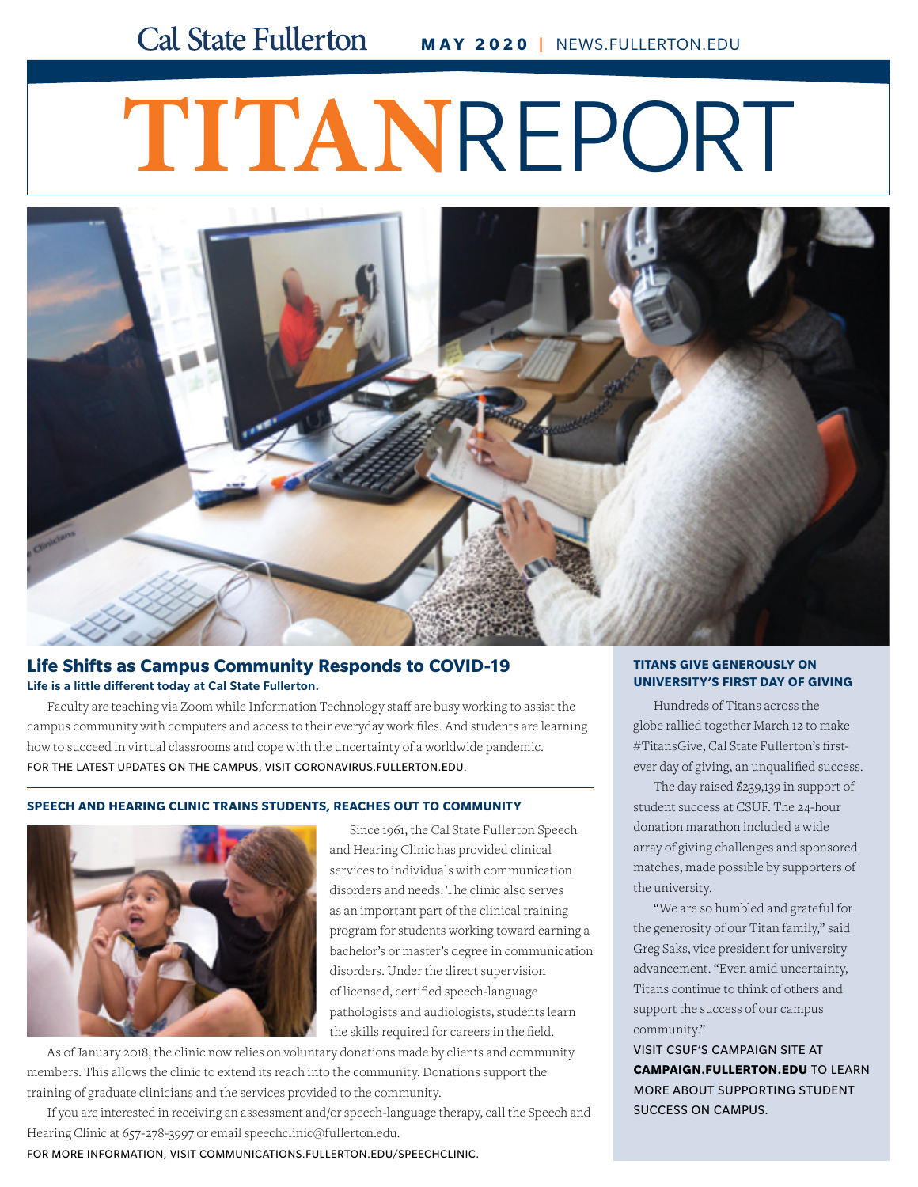Cal State Fullerton **MAY 2020** | NEWS.FULLERTON.EDU

# TITANREPORT

## Life Shifts as Campus Community Responds to COVID-19

**Life is a little different today at Cal State Fullerton.**

Faculty are teaching via Zoom while Information Technology staff are busy working to assist the campus community with computers and access to their everyday work files. And students are learning how to succeed in virtual classrooms and cope with the uncertainty of a worldwide pandemic.

FOR THE LATEST UPDATES ON THE CAMPUS, VISIT CORONAVIRUS.FULLERTON.EDU.

### SPEECH AND HEARING CLINIC TRAINS STUDENTS, REACHES OUT TO COMMUNITY

Since 1961, the Cal State Fullerton Speech and Hearing Clinic has provided clinical services to individuals with communication disorders and needs. The clinic also serves as an important part of the clinical training program for students working toward earning a bachelor's or master's degree in communication disorders. Under the direct supervision of licensed, certified speech-language pathologists and audiologists, students learn the skills required for careers in the field.

As of January 2018, the clinic now relies on voluntary donations made by clients and community members. This allows the clinic to extend its reach into the community. Donations support the training of graduate clinicians and the services provided to the community.

If you are interested in receiving an assessment and/or speech-language therapy, call the Speech and Hearing Clinic at 657-278-3997 or email speechclinic@fullerton.edu.

FOR MORE INFORMATION, VISIT COMMUNICATIONS.FULLERTON.EDU/SPEECHCLINIC.

### TITANS GIVE GENEROUSLY ON UNIVERSITY'S FIRST DAY OF GIVING

Hundreds of Titans across the globe rallied together March 12 to make #TitansGive, Cal State Fullerton's first-ever day of giving, an unqualified success.

The day raised $239,139 in support of student success at CSUF. The 24-hour donation marathon included a wide array of giving challenges and sponsored matches, made possible by supporters of the university.

"We are so humbled and grateful for the generosity of our Titan family," said Greg Saks, vice president for university advancement. "Even amid uncertainty, Titans continue to think of others and support the success of our campus community."

VISIT CSUF'S CAMPAIGN SITE AT **CAMPAIGN.FULLERTON.EDU** TO LEARN MORE ABOUT SUPPORTING STUDENT SUCCESS ON CAMPUS.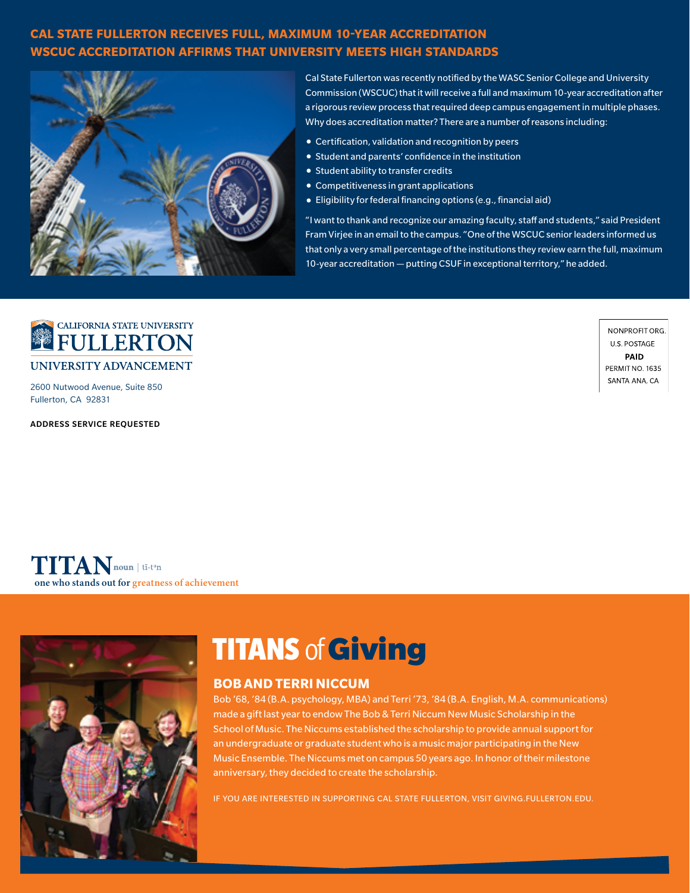## CAL STATE FULLERTON RECEIVES FULL, MAXIMUM 10-YEAR ACCREDITATION
## WSCUC ACCREDITATION AFFIRMS THAT UNIVERSITY MEETS HIGH STANDARDS

Cal State Fullerton was recently notified by the WASC Senior College and University Commission (WSCUC) that it will receive a full and maximum 10-year accreditation after a rigorous review process that required deep campus engagement in multiple phases. Why does accreditation matter? There are a number of reasons including:

- Certification, validation and recognition by peers
- Student and parents' confidence in the institution
- Student ability to transfer credits
- Competitiveness in grant applications
- Eligibility for federal financing options (e.g., financial aid)

"I want to thank and recognize our amazing faculty, staff and students," said President Fram Virjee in an email to the campus. "One of the WSCUC senior leaders informed us that only a very small percentage of the institutions they review earn the full, maximum 10-year accreditation — putting CSUF in exceptional territory," he added.

CALIFORNIA STATE UNIVERSITY
FULLERTON
UNIVERSITY ADVANCEMENT

2600 Nutwood Avenue, Suite 850
Fullerton, CA 92831

ADDRESS SERVICE REQUESTED

NONPROFIT ORG.
U.S. POSTAGE
**PAID**
PERMIT NO. 1635
SANTA ANA, CA

**TITAN** noun | tī-tᵊn
one who stands out for greatness of achievement

# TITANS of Giving

### BOB AND TERRI NICCUM

Bob '68, '84 (B.A. psychology, MBA) and Terri '73, '84 (B.A. English, M.A. communications) made a gift last year to endow The Bob & Terri Niccum New Music Scholarship in the School of Music. The Niccums established the scholarship to provide annual support for an undergraduate or graduate student who is a music major participating in the New Music Ensemble. The Niccums met on campus 50 years ago. In honor of their milestone anniversary, they decided to create the scholarship.

IF YOU ARE INTERESTED IN SUPPORTING CAL STATE FULLERTON, VISIT GIVING.FULLERTON.EDU.